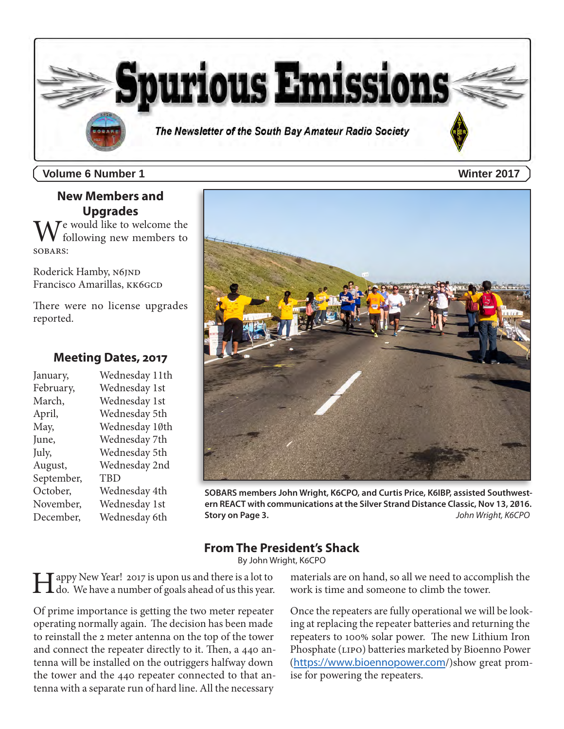# Spurious Emissions

*The Newsletter of the South Bay Amateur Radio Society*

**Volume 6 Number 1** — **Winter 2017**

## New Members and Upgrades

We would like to welcome the following new members to SOBARS:

Roderick Hamby, N6JND
Francisco Amarillas, KK6GCD

There were no license upgrades reported.

## Meeting Dates, 2017

| | |
|---|---|
| January, | Wednesday 11th |
| February, | Wednesday 1st |
| March, | Wednesday 1st |
| April, | Wednesday 5th |
| May, | Wednesday 10th |
| June, | Wednesday 7th |
| July, | Wednesday 5th |
| August, | Wednesday 2nd |
| September, | TBD |
| October, | Wednesday 4th |
| November, | Wednesday 1st |
| December, | Wednesday 6th |

**SOBARS members John Wright, K6CPO, and Curtis Price, K6IBP, assisted Southwestern REACT with communications at the Silver Strand Distance Classic, Nov 13, 2016. Story on Page 3.** *John Wright, K6CPO*

## From The President's Shack

By John Wright, K6CPO

Happy New Year! 2017 is upon us and there is a lot to do. We have a number of goals ahead of us this year.

Of prime importance is getting the two meter repeater operating normally again. The decision has been made to reinstall the 2 meter antenna on the top of the tower and connect the repeater directly to it. Then, a 440 antenna will be installed on the outriggers halfway down the tower and the 440 repeater connected to that antenna with a separate run of hard line. All the necessary materials are on hand, so all we need to accomplish the work is time and someone to climb the tower.

Once the repeaters are fully operational we will be looking at replacing the repeater batteries and returning the repeaters to 100% solar power. The new Lithium Iron Phosphate (LIPO) batteries marketed by Bioenno Power (https://www.bioennopower.com/)show great promise for powering the repeaters.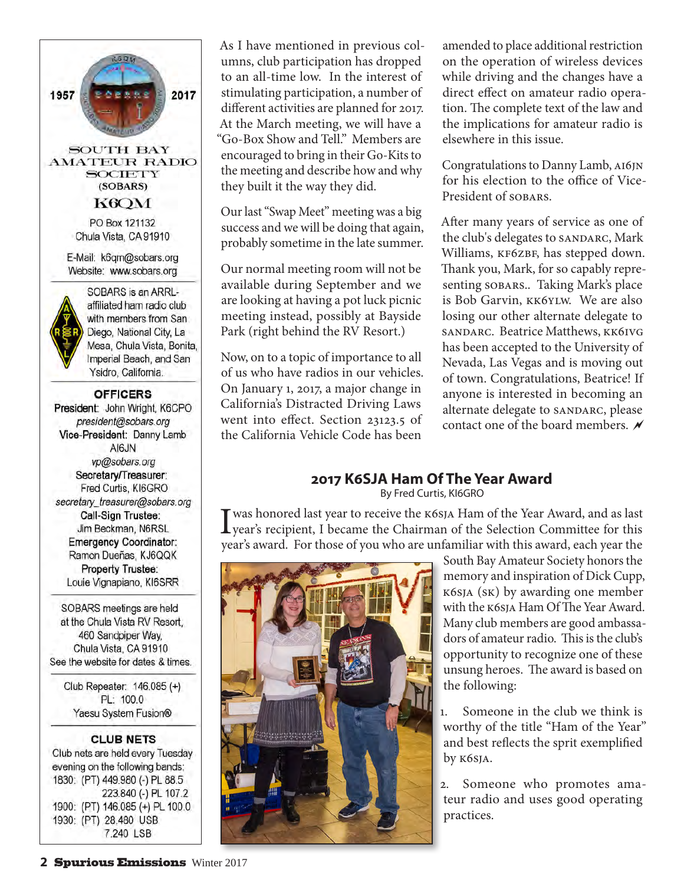**SOUTH BAY AMATEUR RADIO SOCIETY**
**(SOBARS)**
**K6QM**

PO Box 121132
Chula Vista, CA 91910

E-Mail: k6qm@sobars.org
Website: www.sobars.org

SOBARS is an ARRL-affiliated ham radio club with members from San Diego, National City, La Mesa, Chula Vista, Bonita, Imperial Beach, and San Ysidro, California.

**OFFICERS**

**President**: John Wright, K6CPO
*president@sobars.org*
**Vice-President:** Danny Lamb AI6JN
*vp@sobars.org*
**Secretary/Treasurer:** Fred Curtis, KI6GRO
*secretary_treasurer@sobars.org*
**Call-Sign Trustee:** Jim Beckman, N6RSL
**Emergency Coordinator:** Ramon Dueñas, KJ6QQK
**Property Trustee:** Louie Vignapiano, KI6SRR

SOBARS meetings are held at the Chula Vista RV Resort, 460 Sandpiper Way, Chula Vista, CA 91910
See the website for dates & times.

Club Repeater: 146.085 (+)
PL: 100.0
Yaesu System Fusion®

**CLUB NETS**

Club nets are held every Tuesday evening on the following bands:
1830: (PT) 449.980 (-) PL 88.5
223.840 (-) PL 107.2
1900: (PT) 146.085 (+) PL 100.0
1930: (PT) 28.480 USB
7.240 LSB

As I have mentioned in previous columns, club participation has dropped to an all-time low. In the interest of stimulating participation, a number of different activities are planned for 2017. At the March meeting, we will have a "Go-Box Show and Tell." Members are encouraged to bring in their Go-Kits to the meeting and describe how and why they built it the way they did.

Our last "Swap Meet" meeting was a big success and we will be doing that again, probably sometime in the late summer.

Our normal meeting room will not be available during September and we are looking at having a pot luck picnic meeting instead, possibly at Bayside Park (right behind the RV Resort.)

Now, on to a topic of importance to all of us who have radios in our vehicles. On January 1, 2017, a major change in California's Distracted Driving Laws went into effect. Section 23123.5 of the California Vehicle Code has been amended to place additional restriction on the operation of wireless devices while driving and the changes have a direct effect on amateur radio operation. The complete text of the law and the implications for amateur radio is elsewhere in this issue.

Congratulations to Danny Lamb, AI6JN for his election to the office of Vice-President of SOBARS.

After many years of service as one of the club's delegates to SANDARC, Mark Williams, KF6ZBF, has stepped down. Thank you, Mark, for so capably representing SOBARS.. Taking Mark's place is Bob Garvin, KK6YLW. We are also losing our other alternate delegate to SANDARC. Beatrice Matthews, KK6IVG has been accepted to the University of Nevada, Las Vegas and is moving out of town. Congratulations, Beatrice! If anyone is interested in becoming an alternate delegate to SANDARC, please contact one of the board members.

## 2017 K6SJA Ham Of The Year Award

By Fred Curtis, KI6GRO

I was honored last year to receive the K6SJA Ham of the Year Award, and as last year's recipient, I became the Chairman of the Selection Committee for this year's award. For those of you who are unfamiliar with this award, each year the South Bay Amateur Society honors the memory and inspiration of Dick Cupp, K6SJA (SK) by awarding one member with the K6SJA Ham Of The Year Award. Many club members are good ambassadors of amateur radio. This is the club's opportunity to recognize one of these unsung heroes. The award is based on the following:

1. Someone in the club we think is worthy of the title "Ham of the Year" and best reflects the sprit exemplified by K6SJA.

2. Someone who promotes amateur radio and uses good operating practices.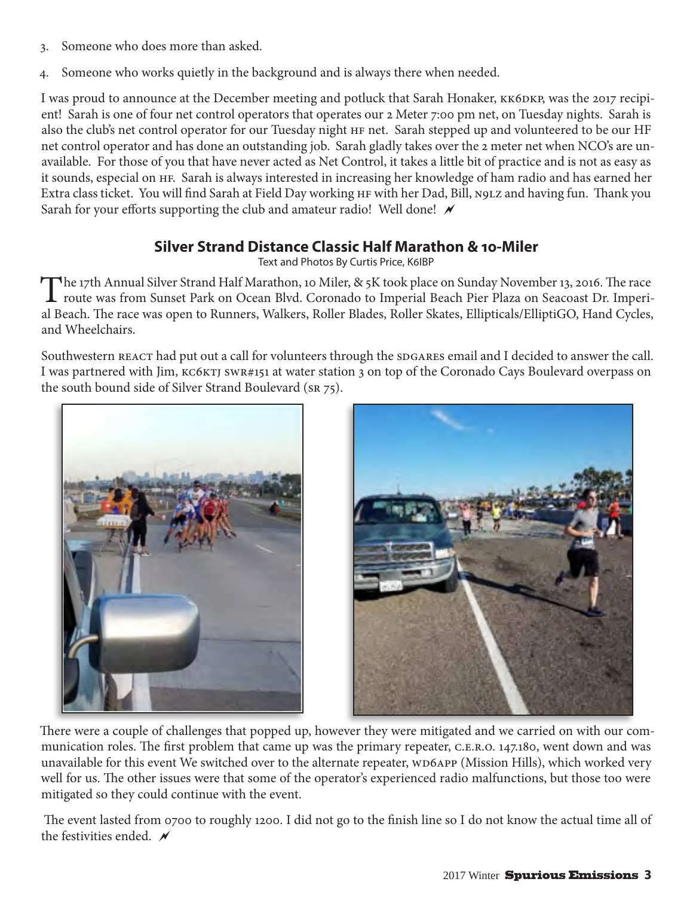3. Someone who does more than asked.
4. Someone who works quietly in the background and is always there when needed.

I was proud to announce at the December meeting and potluck that Sarah Honaker, KK6DKP, was the 2017 recipient! Sarah is one of four net control operators that operates our 2 Meter 7:00 pm net, on Tuesday nights. Sarah is also the club's net control operator for our Tuesday night HF net. Sarah stepped up and volunteered to be our HF net control operator and has done an outstanding job. Sarah gladly takes over the 2 meter net when NCO's are unavailable. For those of you that have never acted as Net Control, it takes a little bit of practice and is not as easy as it sounds, especial on HF. Sarah is always interested in increasing her knowledge of ham radio and has earned her Extra class ticket. You will find Sarah at Field Day working HF with her Dad, Bill, N9LZ and having fun. Thank you Sarah for your efforts supporting the club and amateur radio! Well done!

## Silver Strand Distance Classic Half Marathon & 10-Miler

Text and Photos By Curtis Price, K6IBP

The 17th Annual Silver Strand Half Marathon, 10 Miler, & 5K took place on Sunday November 13, 2016. The race route was from Sunset Park on Ocean Blvd. Coronado to Imperial Beach Pier Plaza on Seacoast Dr. Imperial Beach. The race was open to Runners, Walkers, Roller Blades, Roller Skates, Ellipticals/ElliptiGO, Hand Cycles, and Wheelchairs.

Southwestern REACT had put out a call for volunteers through the SDGARES email and I decided to answer the call. I was partnered with Jim, KC6KTJ SWR#151 at water station 3 on top of the Coronado Cays Boulevard overpass on the south bound side of Silver Strand Boulevard (SR 75).

There were a couple of challenges that popped up, however they were mitigated and we carried on with our communication roles. The first problem that came up was the primary repeater, C.E.R.O. 147.180, went down and was unavailable for this event We switched over to the alternate repeater, WD6APP (Mission Hills), which worked very well for us. The other issues were that some of the operator's experienced radio malfunctions, but those too were mitigated so they could continue with the event.

The event lasted from 0700 to roughly 1200. I did not go to the finish line so I do not know the actual time all of the festivities ended.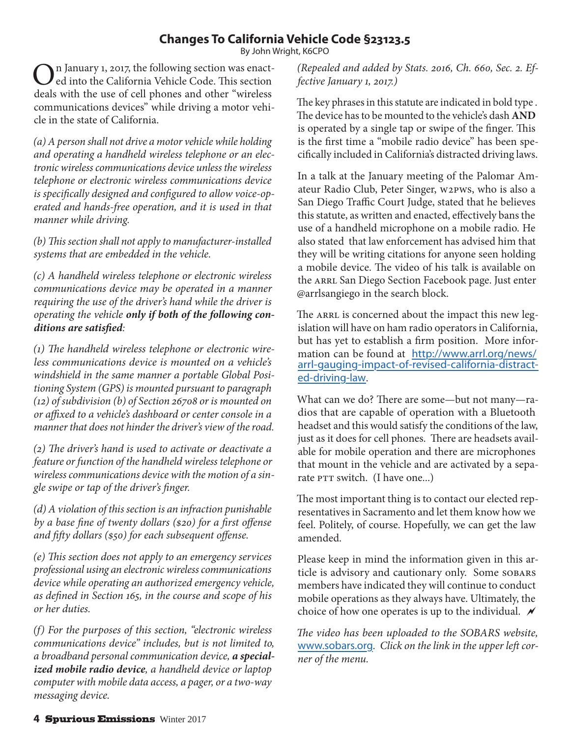# Changes To California Vehicle Code §23123.5

By John Wright, K6CPO

On January 1, 2017, the following section was enacted into the California Vehicle Code. This section deals with the use of cell phones and other "wireless communications devices" while driving a motor vehicle in the state of California.

*(a) A person shall not drive a motor vehicle while holding and operating a handheld wireless telephone or an electronic wireless communications device unless the wireless telephone or electronic wireless communications device is specifically designed and configured to allow voice-operated and hands-free operation, and it is used in that manner while driving.*

*(b) This section shall not apply to manufacturer-installed systems that are embedded in the vehicle.*

*(c) A handheld wireless telephone or electronic wireless communications device may be operated in a manner requiring the use of the driver's hand while the driver is operating the vehicle* ***only if both of the following conditions are satisfied****:*

*(1) The handheld wireless telephone or electronic wireless communications device is mounted on a vehicle's windshield in the same manner a portable Global Positioning System (GPS) is mounted pursuant to paragraph (12) of subdivision (b) of Section 26708 or is mounted on or affixed to a vehicle's dashboard or center console in a manner that does not hinder the driver's view of the road.*

*(2) The driver's hand is used to activate or deactivate a feature or function of the handheld wireless telephone or wireless communications device with the motion of a single swipe or tap of the driver's finger.*

*(d) A violation of this section is an infraction punishable by a base fine of twenty dollars ($20) for a first offense and fifty dollars ($50) for each subsequent offense.*

*(e) This section does not apply to an emergency services professional using an electronic wireless communications device while operating an authorized emergency vehicle, as defined in Section 165, in the course and scope of his or her duties.*

*(f) For the purposes of this section, "electronic wireless communications device" includes, but is not limited to, a broadband personal communication device,* ***a specialized mobile radio device****, a handheld device or laptop computer with mobile data access, a pager, or a two-way messaging device.*

*(Repealed and added by Stats. 2016, Ch. 660, Sec. 2. Effective January 1, 2017.)*

The key phrases in this statute are indicated in bold type . The device has to be mounted to the vehicle's dash **AND** is operated by a single tap or swipe of the finger. This is the first time a "mobile radio device" has been specifically included in California's distracted driving laws.

In a talk at the January meeting of the Palomar Amateur Radio Club, Peter Singer, W2PWS, who is also a San Diego Traffic Court Judge, stated that he believes this statute, as written and enacted, effectively bans the use of a handheld microphone on a mobile radio. He also stated that law enforcement has advised him that they will be writing citations for anyone seen holding a mobile device. The video of his talk is available on the ARRL San Diego Section Facebook page. Just enter @arrlsangiego in the search block.

The ARRL is concerned about the impact this new legislation will have on ham radio operators in California, but has yet to establish a firm position. More information can be found at [http://www.arrl.org/news/arrl-gauging-impact-of-revised-california-distracted-driving-law](http://www.arrl.org/news/arrl-gauging-impact-of-revised-california-distracted-driving-law).

What can we do? There are some—but not many—radios that are capable of operation with a Bluetooth headset and this would satisfy the conditions of the law, just as it does for cell phones. There are headsets available for mobile operation and there are microphones that mount in the vehicle and are activated by a separate PTT switch. (I have one...)

The most important thing is to contact our elected representatives in Sacramento and let them know how we feel. Politely, of course. Hopefully, we can get the law amended.

Please keep in mind the information given in this article is advisory and cautionary only. Some SOBARS members have indicated they will continue to conduct mobile operations as they always have. Ultimately, the choice of how one operates is up to the individual.

*The video has been uploaded to the SOBARS website, [www.sobars.org](http://www.sobars.org). Click on the link in the upper left corner of the menu.*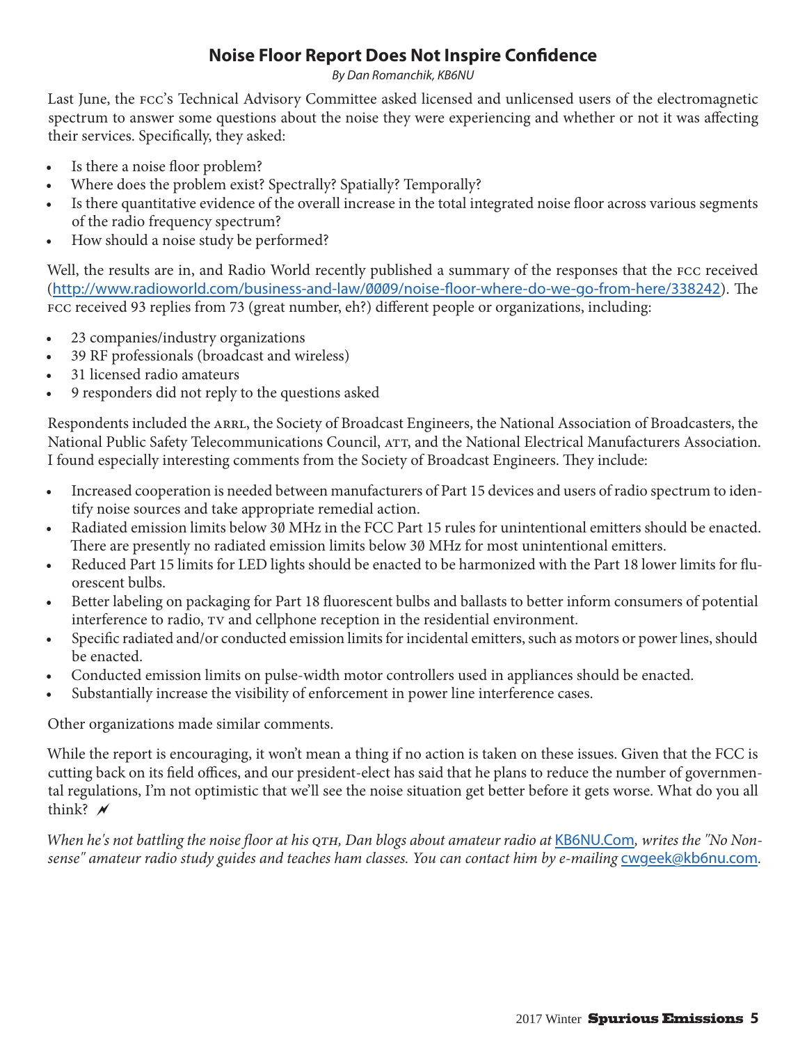## Noise Floor Report Does Not Inspire Confidence

*By Dan Romanchik, KB6NU*

Last June, the FCC's Technical Advisory Committee asked licensed and unlicensed users of the electromagnetic spectrum to answer some questions about the noise they were experiencing and whether or not it was affecting their services. Specifically, they asked:

- Is there a noise floor problem?
- Where does the problem exist? Spectrally? Spatially? Temporally?
- Is there quantitative evidence of the overall increase in the total integrated noise floor across various segments of the radio frequency spectrum?
- How should a noise study be performed?

Well, the results are in, and Radio World recently published a summary of the responses that the FCC received (http://www.radioworld.com/business-and-law/0009/noise-floor-where-do-we-go-from-here/338242). The FCC received 93 replies from 73 (great number, eh?) different people or organizations, including:

- 23 companies/industry organizations
- 39 RF professionals (broadcast and wireless)
- 31 licensed radio amateurs
- 9 responders did not reply to the questions asked

Respondents included the ARRL, the Society of Broadcast Engineers, the National Association of Broadcasters, the National Public Safety Telecommunications Council, ATT, and the National Electrical Manufacturers Association. I found especially interesting comments from the Society of Broadcast Engineers. They include:

- Increased cooperation is needed between manufacturers of Part 15 devices and users of radio spectrum to identify noise sources and take appropriate remedial action.
- Radiated emission limits below 30 MHz in the FCC Part 15 rules for unintentional emitters should be enacted. There are presently no radiated emission limits below 30 MHz for most unintentional emitters.
- Reduced Part 15 limits for LED lights should be enacted to be harmonized with the Part 18 lower limits for fluorescent bulbs.
- Better labeling on packaging for Part 18 fluorescent bulbs and ballasts to better inform consumers of potential interference to radio, TV and cellphone reception in the residential environment.
- Specific radiated and/or conducted emission limits for incidental emitters, such as motors or power lines, should be enacted.
- Conducted emission limits on pulse-width motor controllers used in appliances should be enacted.
- Substantially increase the visibility of enforcement in power line interference cases.

Other organizations made similar comments.

While the report is encouraging, it won't mean a thing if no action is taken on these issues. Given that the FCC is cutting back on its field offices, and our president-elect has said that he plans to reduce the number of governmental regulations, I'm not optimistic that we'll see the noise situation get better before it gets worse. What do you all think?

*When he's not battling the noise floor at his QTH, Dan blogs about amateur radio at KB6NU.Com, writes the "No Nonsense" amateur radio study guides and teaches ham classes. You can contact him by e-mailing cwgeek@kb6nu.com.*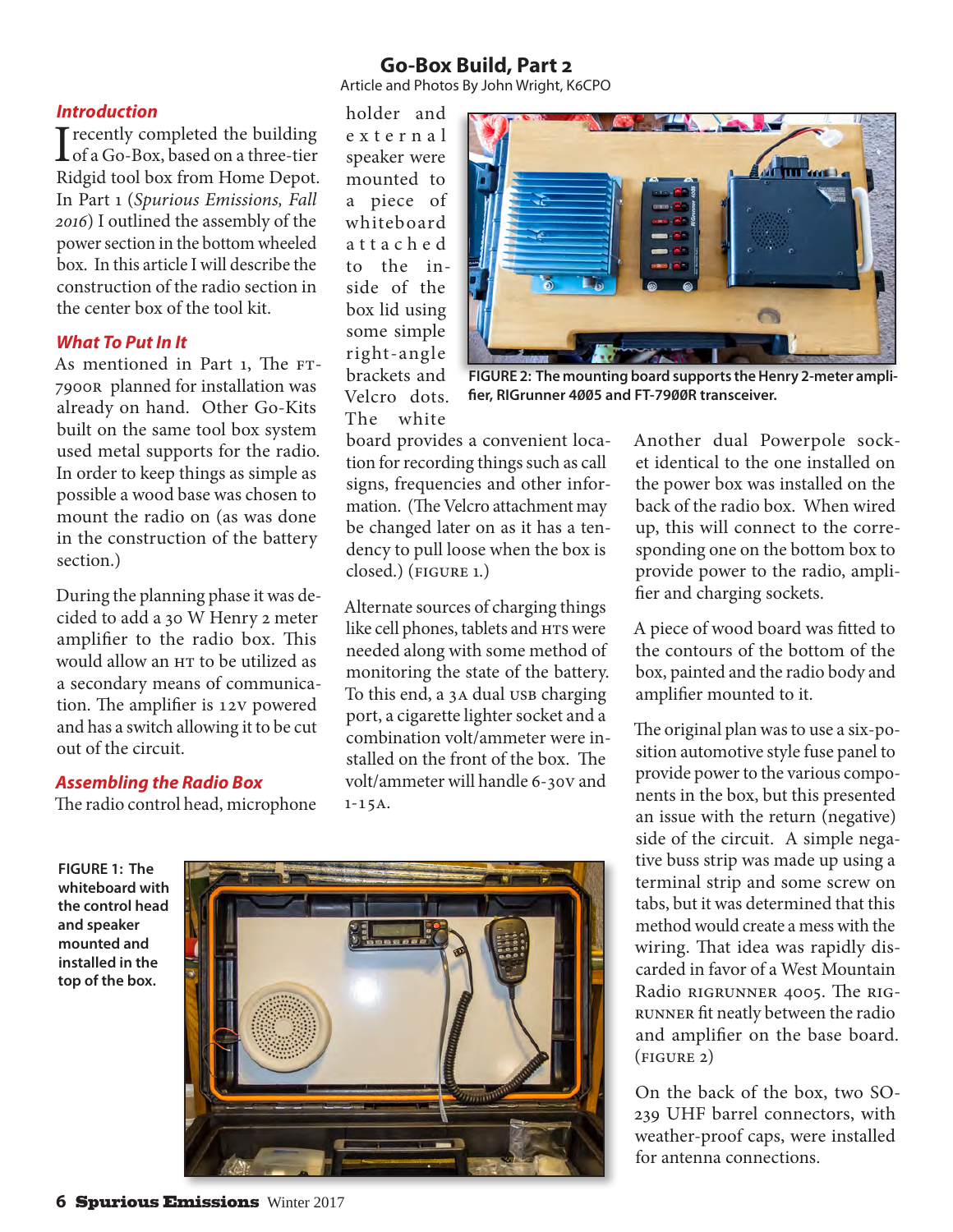# Go-Box Build, Part 2

Article and Photos By John Wright, K6CPO

### *Introduction*

I recently completed the building of a Go-Box, based on a three-tier Ridgid tool box from Home Depot. In Part 1 (*Spurious Emissions, Fall 2016*) I outlined the assembly of the power section in the bottom wheeled box. In this article I will describe the construction of the radio section in the center box of the tool kit.

### *What To Put In It*

As mentioned in Part 1, The FT-7900R planned for installation was already on hand. Other Go-Kits built on the same tool box system used metal supports for the radio. In order to keep things as simple as possible a wood base was chosen to mount the radio on (as was done in the construction of the battery section.)

During the planning phase it was decided to add a 30 W Henry 2 meter amplifier to the radio box. This would allow an HT to be utilized as a secondary means of communication. The amplifier is 12V powered and has a switch allowing it to be cut out of the circuit.

### *Assembling the Radio Box*

The radio control head, microphone holder and external speaker were mounted to a piece of whiteboard attached to the inside of the box lid using some simple right-angle brackets and Velcro dots. The white board provides a convenient location for recording things such as call signs, frequencies and other information. (The Velcro attachment may be changed later on as it has a tendency to pull loose when the box is closed.) (FIGURE 1.)

FIGURE 1: The whiteboard with the control head and speaker mounted and installed in the top of the box.

FIGURE 2: The mounting board supports the Henry 2-meter amplifier, RIGrunner 4005 and FT-7900R transceiver.

Alternate sources of charging things like cell phones, tablets and HTS were needed along with some method of monitoring the state of the battery. To this end, a 3A dual USB charging port, a cigarette lighter socket and a combination volt/ammeter were installed on the front of the box. The volt/ammeter will handle 6-30V and 1-15A.

Another dual Powerpole socket identical to the one installed on the power box was installed on the back of the radio box. When wired up, this will connect to the corresponding one on the bottom box to provide power to the radio, amplifier and charging sockets.

A piece of wood board was fitted to the contours of the bottom of the box, painted and the radio body and amplifier mounted to it.

The original plan was to use a six-position automotive style fuse panel to provide power to the various components in the box, but this presented an issue with the return (negative) side of the circuit. A simple negative buss strip was made up using a terminal strip and some screw on tabs, but it was determined that this method would create a mess with the wiring. That idea was rapidly discarded in favor of a West Mountain Radio RIGRUNNER 4005. The RIGRUNNER fit neatly between the radio and amplifier on the base board. (FIGURE 2)

On the back of the box, two SO-239 UHF barrel connectors, with weather-proof caps, were installed for antenna connections.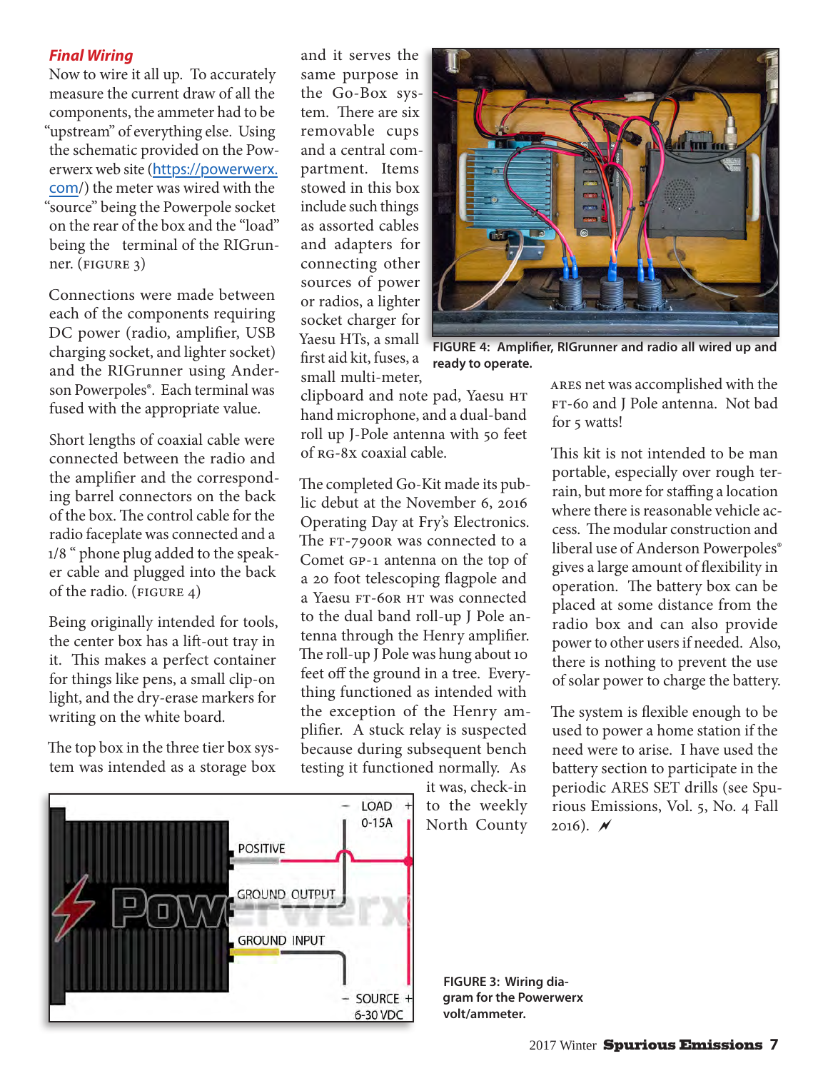### *Final Wiring*

Now to wire it all up. To accurately measure the current draw of all the components, the ammeter had to be "upstream" of everything else. Using the schematic provided on the Powerwerx web site (https://powerwerx.com/) the meter was wired with the "source" being the Powerpole socket on the rear of the box and the "load" being the terminal of the RIGrunner. (FIGURE 3)

Connections were made between each of the components requiring DC power (radio, amplifier, USB charging socket, and lighter socket) and the RIGrunner using Anderson Powerpoles®. Each terminal was fused with the appropriate value.

Short lengths of coaxial cable were connected between the radio and the amplifier and the corresponding barrel connectors on the back of the box. The control cable for the radio faceplate was connected and a 1/8 " phone plug added to the speaker cable and plugged into the back of the radio. (FIGURE 4)

Being originally intended for tools, the center box has a lift-out tray in it. This makes a perfect container for things like pens, a small clip-on light, and the dry-erase markers for writing on the white board.

The top box in the three tier box system was intended as a storage box and it serves the same purpose in the Go-Box system. There are six removable cups and a central compartment. Items stowed in this box include such things as assorted cables and adapters for connecting other sources of power or radios, a lighter socket charger for Yaesu HTs, a small first aid kit, fuses, a small multi-meter, clipboard and note pad, Yaesu HT hand microphone, and a dual-band roll up J-Pole antenna with 50 feet of RG-8X coaxial cable.

The completed Go-Kit made its public debut at the November 6, 2016 Operating Day at Fry's Electronics. The FT-7900R was connected to a Comet GP-1 antenna on the top of a 20 foot telescoping flagpole and a Yaesu FT-60R HT was connected to the dual band roll-up J Pole antenna through the Henry amplifier. The roll-up J Pole was hung about 10 feet off the ground in a tree. Everything functioned as intended with the exception of the Henry amplifier. A stuck relay is suspected because during subsequent bench testing it functioned normally. As it was, check-in to the weekly North County ARES net was accomplished with the FT-60 and J Pole antenna. Not bad for 5 watts!

FIGURE 4: Amplifier, RIGrunner and radio all wired up and ready to operate.

FIGURE 3: Wiring diagram for the Powerwerx volt/ammeter.

This kit is not intended to be man portable, especially over rough terrain, but more for staffing a location where there is reasonable vehicle access. The modular construction and liberal use of Anderson Powerpoles® gives a large amount of flexibility in operation. The battery box can be placed at some distance from the radio box and can also provide power to other users if needed. Also, there is nothing to prevent the use of solar power to charge the battery.

The system is flexible enough to be used to power a home station if the need were to arise. I have used the battery section to participate in the periodic ARES SET drills (see Spurious Emissions, Vol. 5, No. 4 Fall 2016).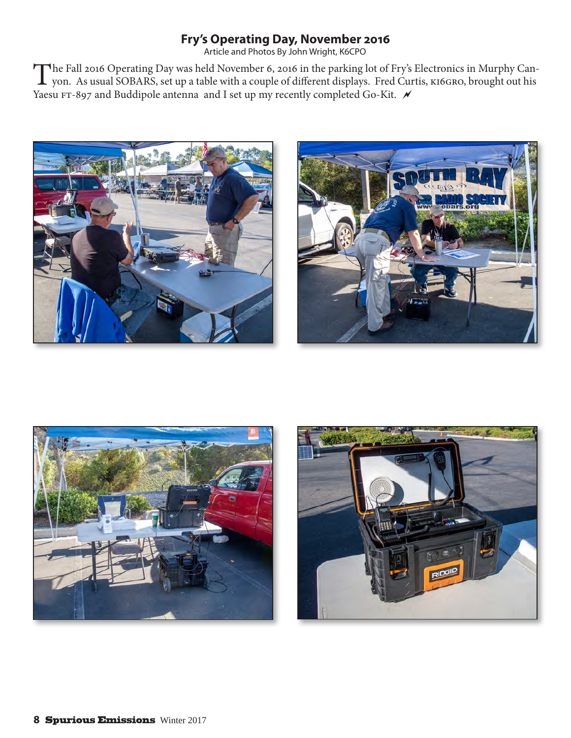## Fry's Operating Day, November 2016

Article and Photos By John Wright, K6CPO

The Fall 2016 Operating Day was held November 6, 2016 in the parking lot of Fry's Electronics in Murphy Canyon. As usual SOBARS, set up a table with a couple of different displays. Fred Curtis, KI6GRO, brought out his Yaesu FT-897 and Buddipole antenna and I set up my recently completed Go-Kit.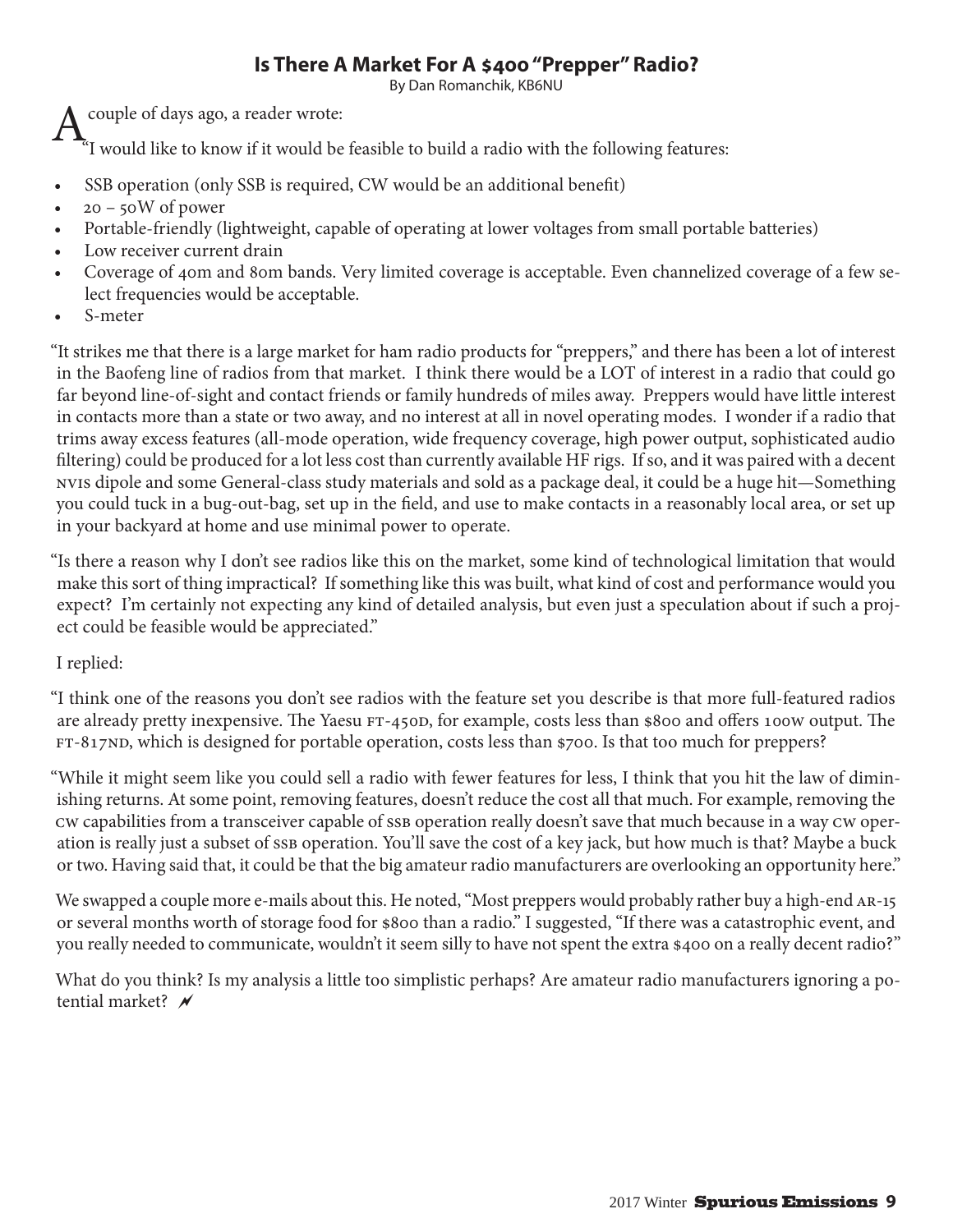# Is There A Market For A $400 "Prepper" Radio?

By Dan Romanchik, KB6NU

A couple of days ago, a reader wrote:

"I would like to know if it would be feasible to build a radio with the following features:

- SSB operation (only SSB is required, CW would be an additional benefit)
- 20 – 50W of power
- Portable-friendly (lightweight, capable of operating at lower voltages from small portable batteries)
- Low receiver current drain
- Coverage of 40m and 80m bands. Very limited coverage is acceptable. Even channelized coverage of a few select frequencies would be acceptable.
- S-meter

"It strikes me that there is a large market for ham radio products for "preppers," and there has been a lot of interest in the Baofeng line of radios from that market. I think there would be a LOT of interest in a radio that could go far beyond line-of-sight and contact friends or family hundreds of miles away. Preppers would have little interest in contacts more than a state or two away, and no interest at all in novel operating modes. I wonder if a radio that trims away excess features (all-mode operation, wide frequency coverage, high power output, sophisticated audio filtering) could be produced for a lot less cost than currently available HF rigs. If so, and it was paired with a decent NVIS dipole and some General-class study materials and sold as a package deal, it could be a huge hit—Something you could tuck in a bug-out-bag, set up in the field, and use to make contacts in a reasonably local area, or set up in your backyard at home and use minimal power to operate.

"Is there a reason why I don't see radios like this on the market, some kind of technological limitation that would make this sort of thing impractical? If something like this was built, what kind of cost and performance would you expect? I'm certainly not expecting any kind of detailed analysis, but even just a speculation about if such a project could be feasible would be appreciated."

I replied:

"I think one of the reasons you don't see radios with the feature set you describe is that more full-featured radios are already pretty inexpensive. The Yaesu FT-450D, for example, costs less than $800 and offers 100W output. The FT-817ND, which is designed for portable operation, costs less than $700. Is that too much for preppers?

"While it might seem like you could sell a radio with fewer features for less, I think that you hit the law of diminishing returns. At some point, removing features, doesn't reduce the cost all that much. For example, removing the CW capabilities from a transceiver capable of SSB operation really doesn't save that much because in a way CW operation is really just a subset of SSB operation. You'll save the cost of a key jack, but how much is that? Maybe a buck or two. Having said that, it could be that the big amateur radio manufacturers are overlooking an opportunity here."

We swapped a couple more e-mails about this. He noted, "Most preppers would probably rather buy a high-end AR-15 or several months worth of storage food for $800 than a radio." I suggested, "If there was a catastrophic event, and you really needed to communicate, wouldn't it seem silly to have not spent the extra $400 on a really decent radio?"

What do you think? Is my analysis a little too simplistic perhaps? Are amateur radio manufacturers ignoring a potential market?